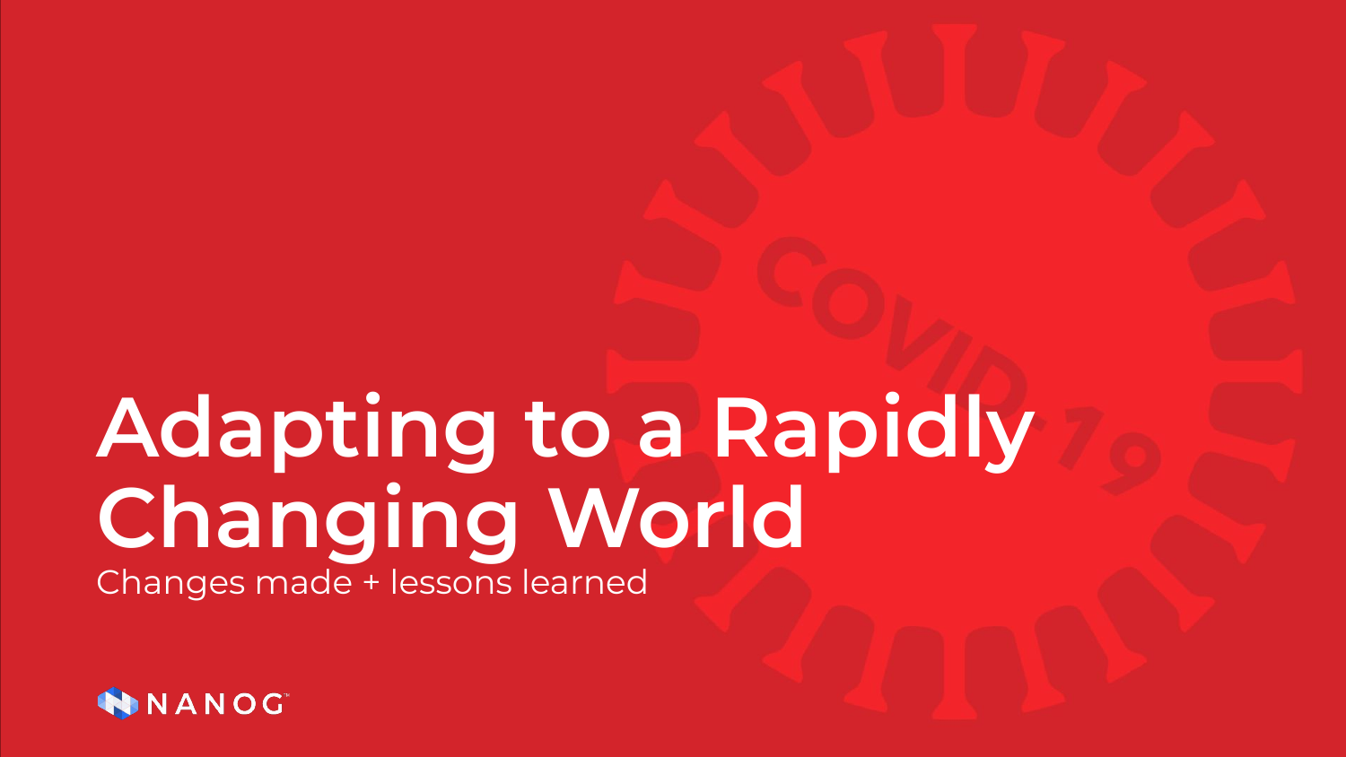# Adapting to a Rapidly Changing World

Changes made + lessons learned

NANOG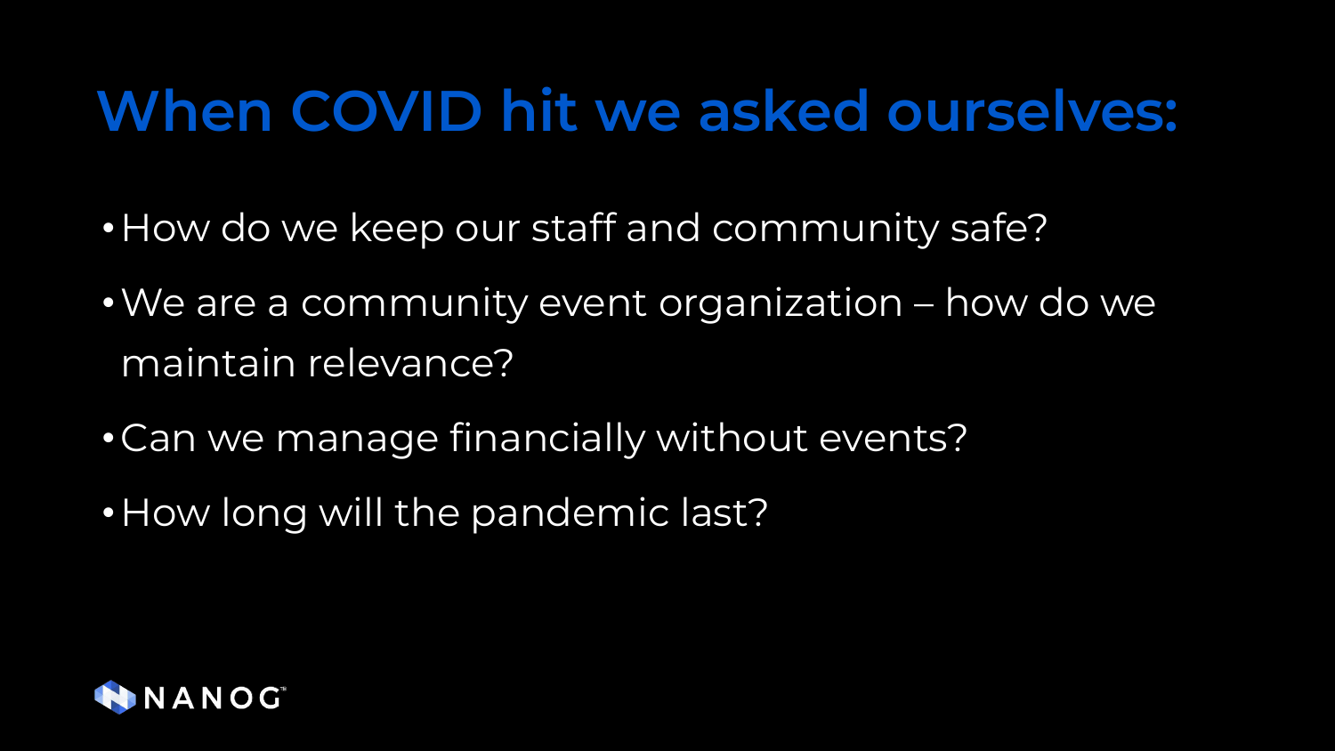# When COVID hit we asked ourselves:

- How do we keep our staff and community safe?
- We are a community event organization – how do we maintain relevance?
- Can we manage financially without events?
- How long will the pandemic last?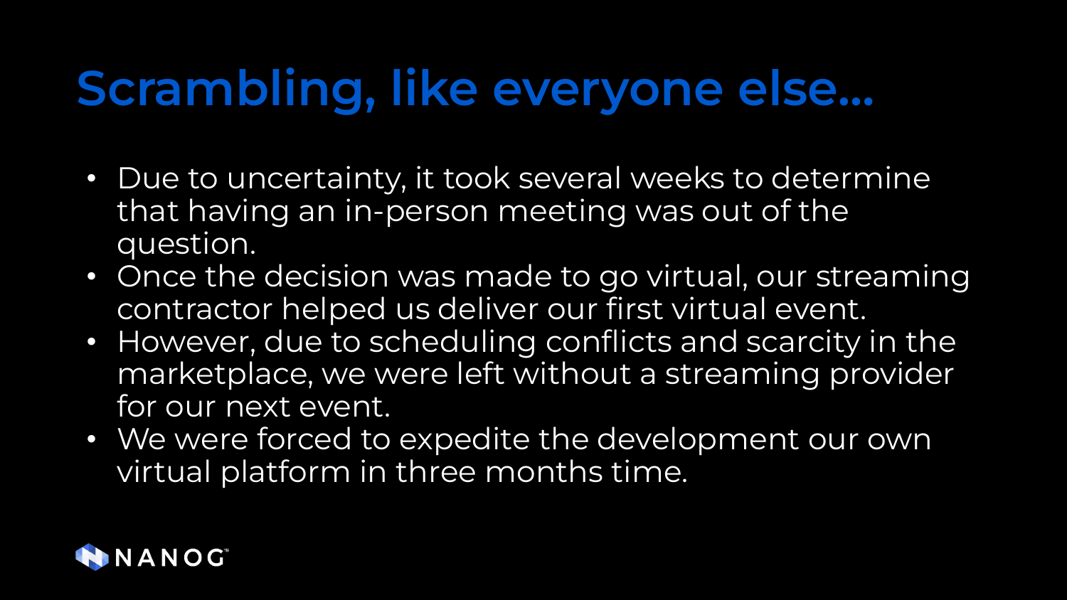# Scrambling, like everyone else...

- Due to uncertainty, it took several weeks to determine that having an in-person meeting was out of the question.
- Once the decision was made to go virtual, our streaming contractor helped us deliver our first virtual event.
- However, due to scheduling conflicts and scarcity in the marketplace, we were left without a streaming provider for our next event.
- We were forced to expedite the development our own virtual platform in three months time.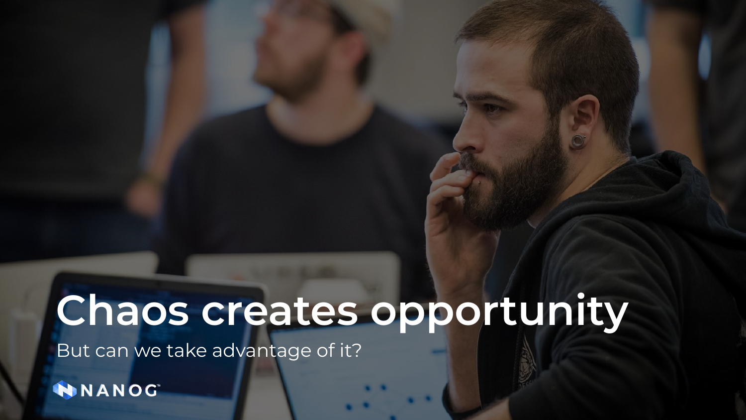# Chaos creates opportunity

But can we take advantage of it?

NANOG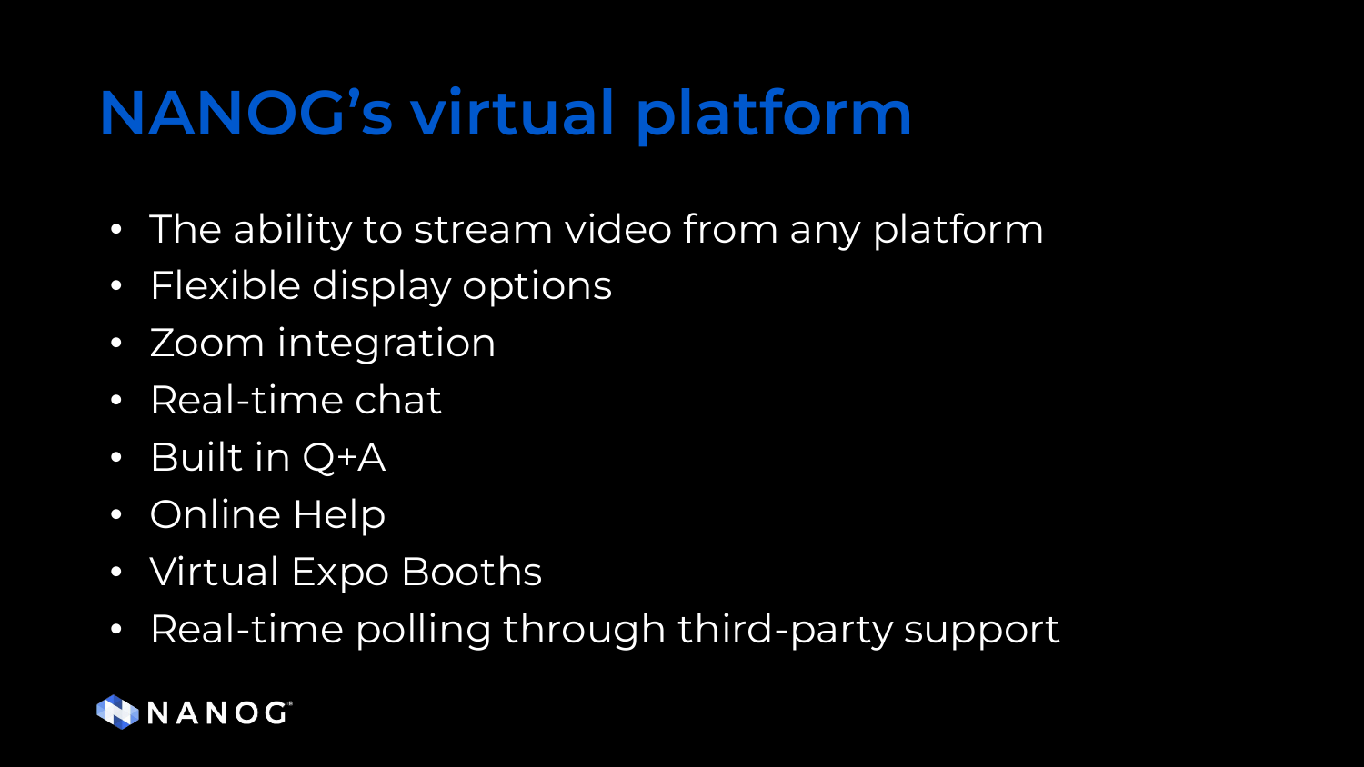# NANOG's virtual platform

- The ability to stream video from any platform
- Flexible display options
- Zoom integration
- Real-time chat
- Built in Q+A
- Online Help
- Virtual Expo Booths
- Real-time polling through third-party support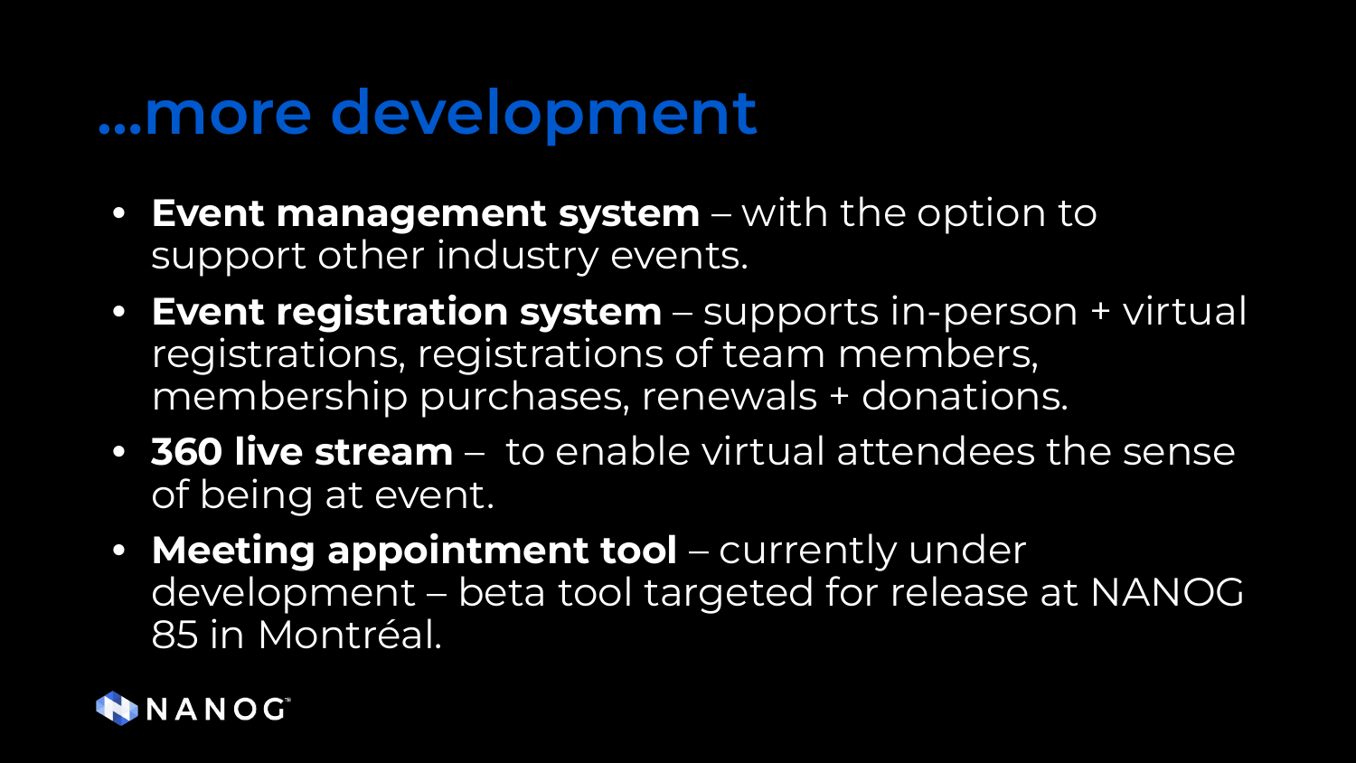# ...more development

- **Event management system** – with the option to support other industry events.
- **Event registration system** – supports in-person + virtual registrations, registrations of team members, membership purchases, renewals + donations.
- **360 live stream** – to enable virtual attendees the sense of being at event.
- **Meeting appointment tool** – currently under development – beta tool targeted for release at NANOG 85 in Montréal.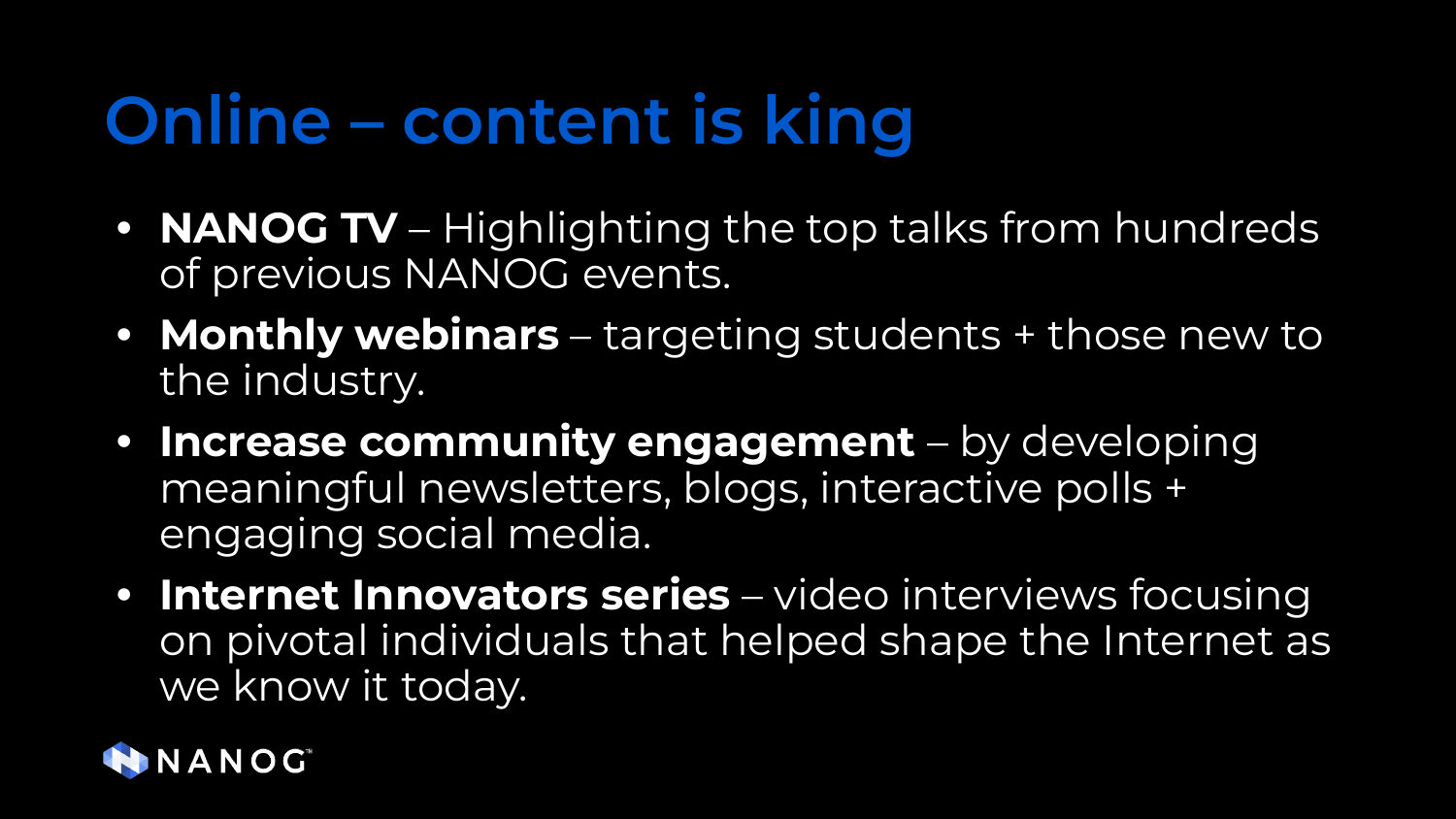# Online – content is king

- **NANOG TV** – Highlighting the top talks from hundreds of previous NANOG events.
- **Monthly webinars** – targeting students + those new to the industry.
- **Increase community engagement** – by developing meaningful newsletters, blogs, interactive polls + engaging social media.
- **Internet Innovators series** – video interviews focusing on pivotal individuals that helped shape the Internet as we know it today.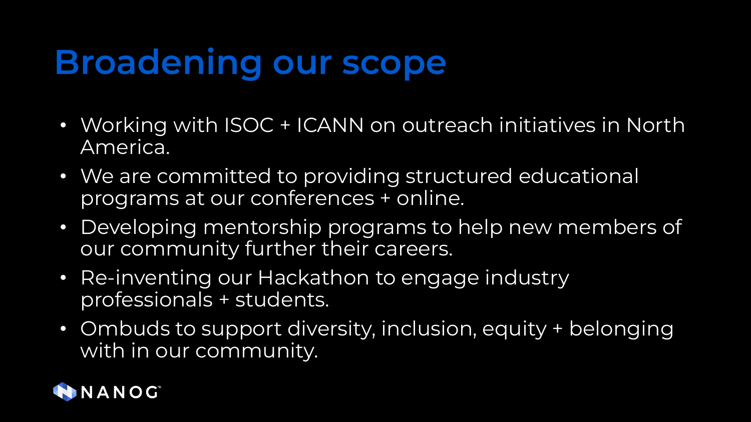# Broadening our scope

- Working with ISOC + ICANN on outreach initiatives in North America.
- We are committed to providing structured educational programs at our conferences + online.
- Developing mentorship programs to help new members of our community further their careers.
- Re-inventing our Hackathon to engage industry professionals + students.
- Ombuds to support diversity, inclusion, equity + belonging with in our community.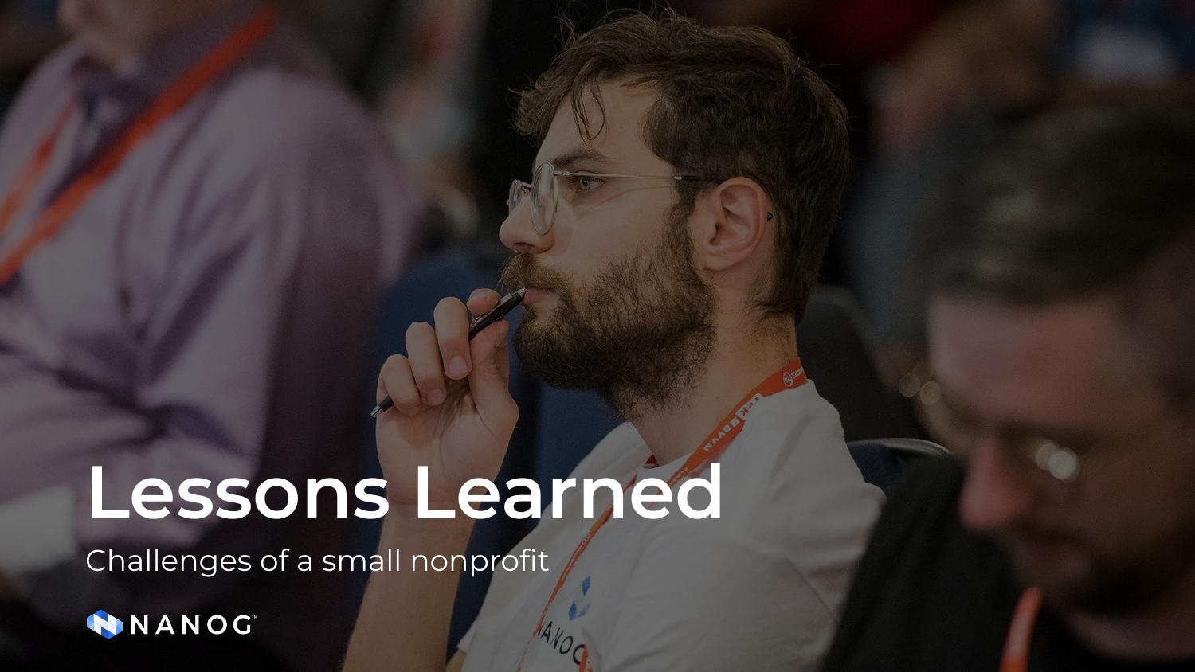# Lessons Learned

Challenges of a small nonprofit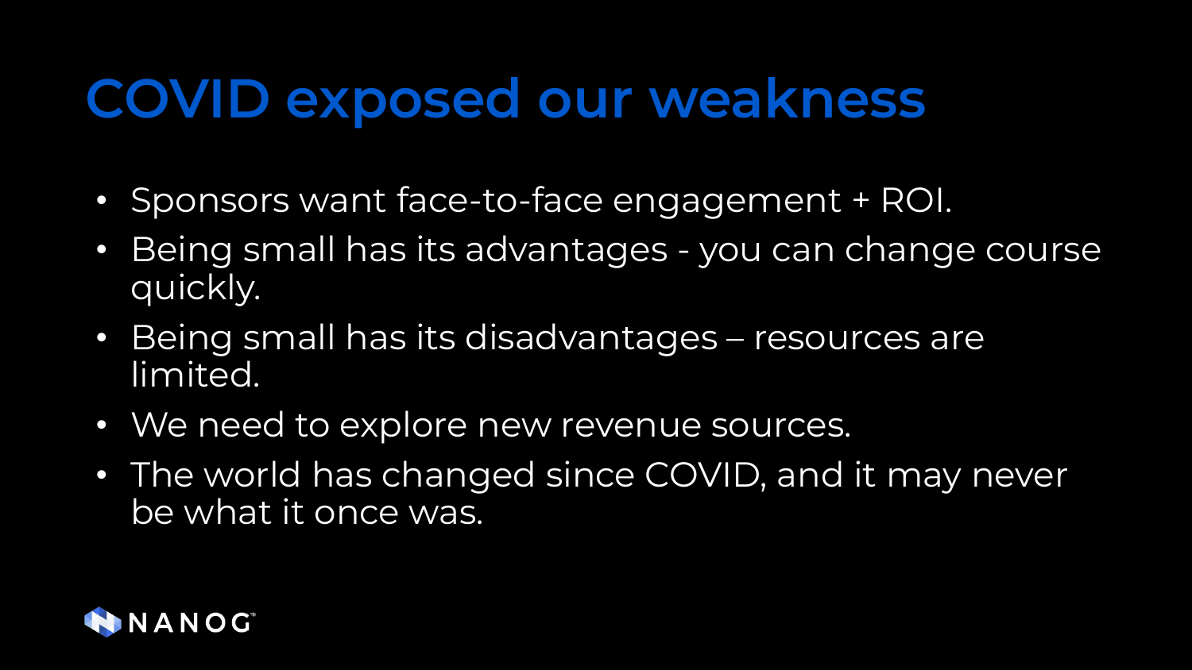# COVID exposed our weakness

- Sponsors want face-to-face engagement + ROI.
- Being small has its advantages - you can change course quickly.
- Being small has its disadvantages – resources are limited.
- We need to explore new revenue sources.
- The world has changed since COVID, and it may never be what it once was.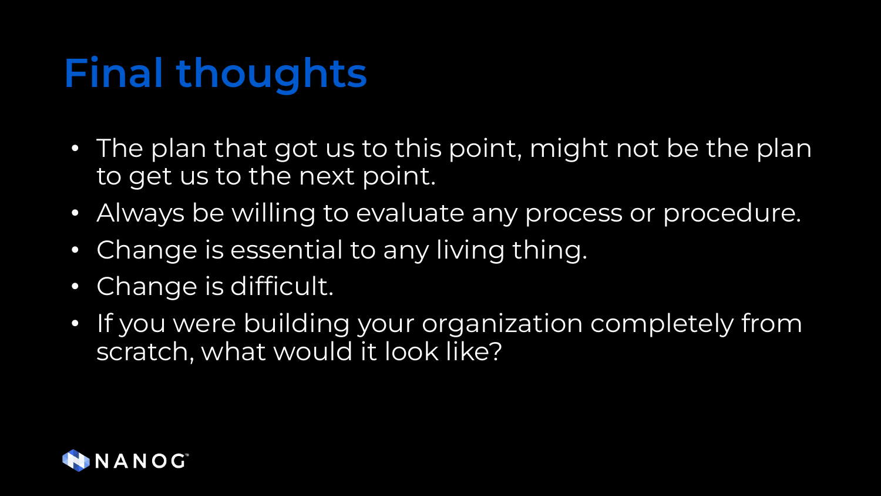# Final thoughts

- The plan that got us to this point, might not be the plan to get us to the next point.
- Always be willing to evaluate any process or procedure.
- Change is essential to any living thing.
- Change is difficult.
- If you were building your organization completely from scratch, what would it look like?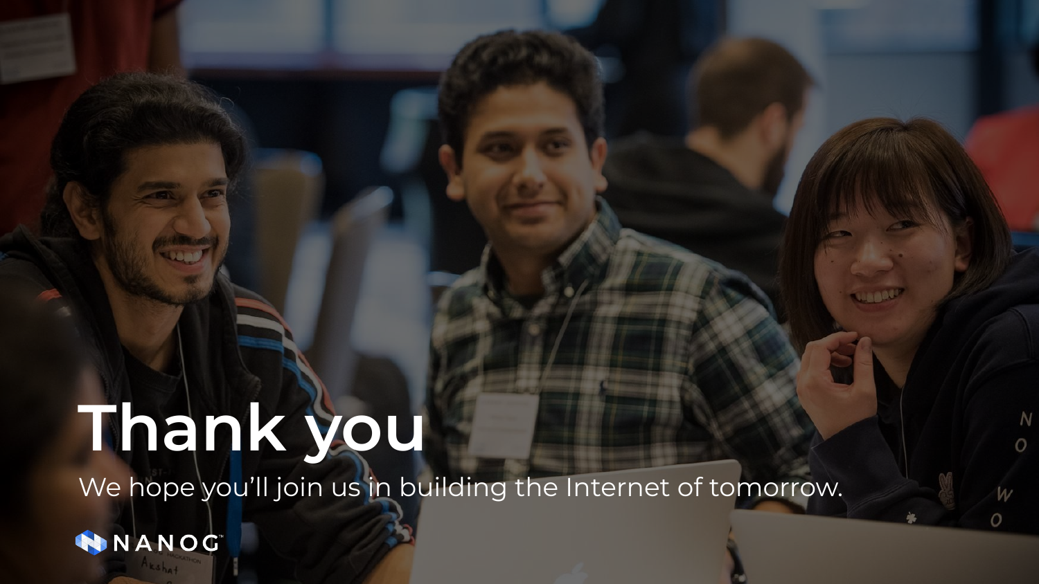# Thank you

We hope you'll join us in building the Internet of tomorrow.

NANOG